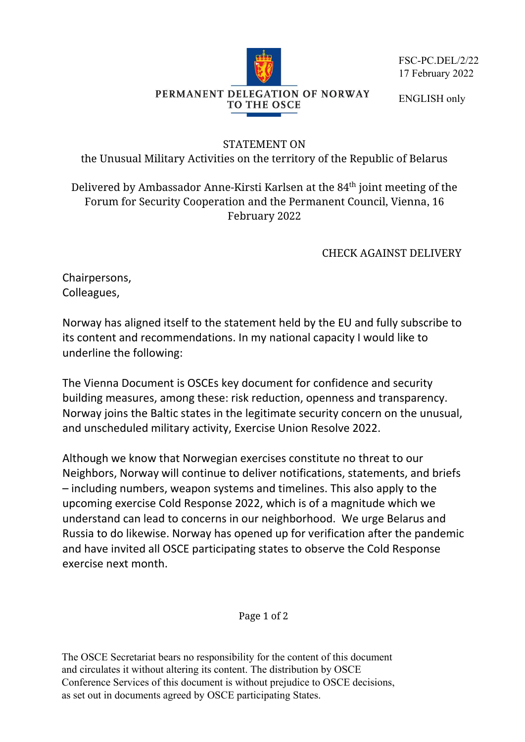PERMANENT DELEGATION OF NORWAY TO THE OSCE

FSC-PC.DEL/2/22
17 February 2022

ENGLISH only

STATEMENT ON
the Unusual Military Activities on the territory of the Republic of Belarus

Delivered by Ambassador Anne-Kirsti Karlsen at the 84th joint meeting of the Forum for Security Cooperation and the Permanent Council, Vienna, 16 February 2022

CHECK AGAINST DELIVERY

Chairpersons,
Colleagues,

Norway has aligned itself to the statement held by the EU and fully subscribe to its content and recommendations. In my national capacity I would like to underline the following:

The Vienna Document is OSCEs key document for confidence and security building measures, among these: risk reduction, openness and transparency. Norway joins the Baltic states in the legitimate security concern on the unusual, and unscheduled military activity, Exercise Union Resolve 2022.

Although we know that Norwegian exercises constitute no threat to our Neighbors, Norway will continue to deliver notifications, statements, and briefs – including numbers, weapon systems and timelines. This also apply to the upcoming exercise Cold Response 2022, which is of a magnitude which we understand can lead to concerns in our neighborhood. We urge Belarus and Russia to do likewise. Norway has opened up for verification after the pandemic and have invited all OSCE participating states to observe the Cold Response exercise next month.

The OSCE Secretariat bears no responsibility for the content of this document and circulates it without altering its content. The distribution by OSCE Conference Services of this document is without prejudice to OSCE decisions, as set out in documents agreed by OSCE participating States.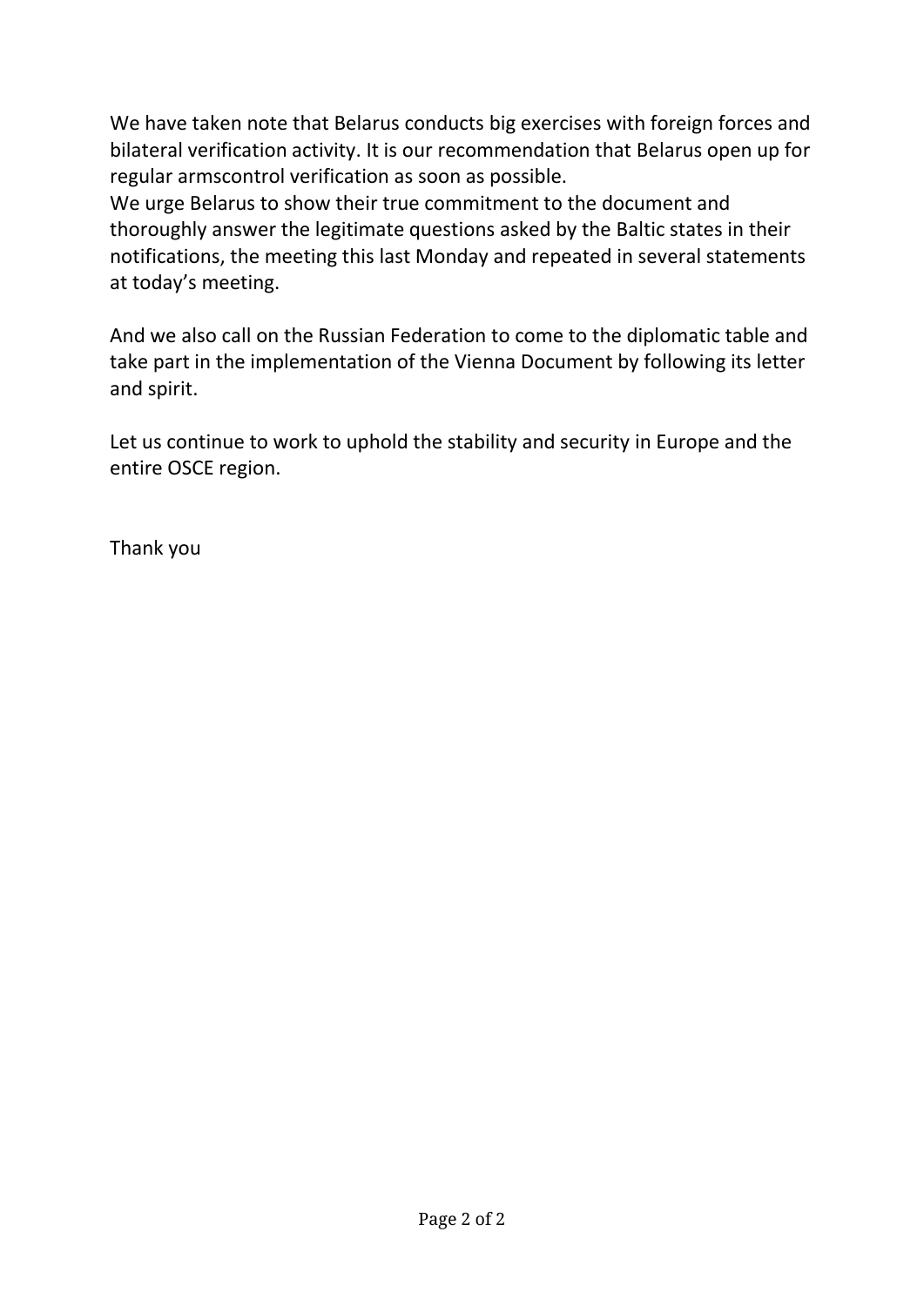We have taken note that Belarus conducts big exercises with foreign forces and bilateral verification activity. It is our recommendation that Belarus open up for regular armscontrol verification as soon as possible.
We urge Belarus to show their true commitment to the document and thoroughly answer the legitimate questions asked by the Baltic states in their notifications, the meeting this last Monday and repeated in several statements at today's meeting.

And we also call on the Russian Federation to come to the diplomatic table and take part in the implementation of the Vienna Document by following its letter and spirit.

Let us continue to work to uphold the stability and security in Europe and the entire OSCE region.

Thank you